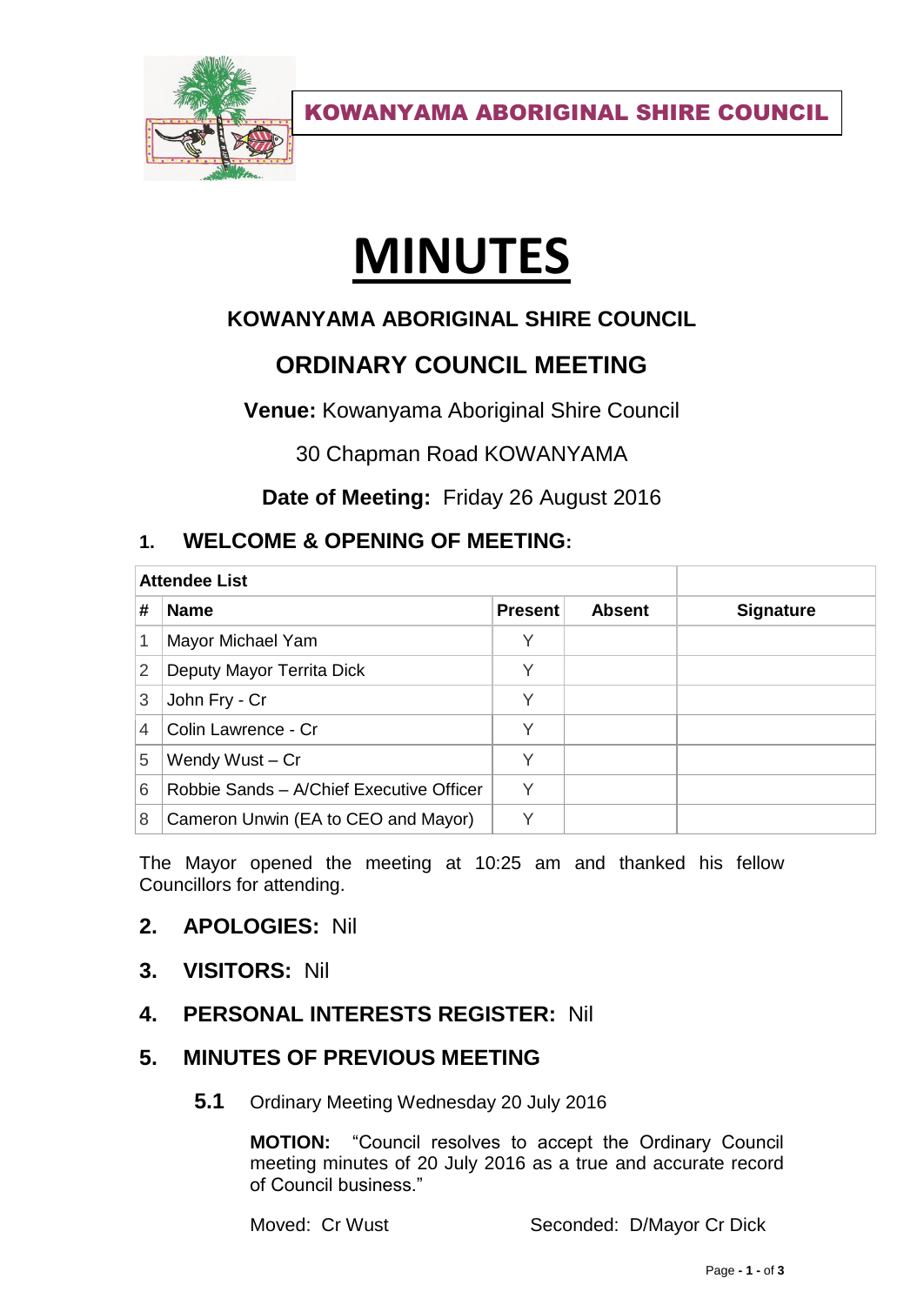KOWANYAMA ABORIGINAL SHIRE COUNCIL

# MINUTES

## KOWANYAMA ABORIGINAL SHIRE COUNCIL

## ORDINARY COUNCIL MEETING

**Venue:** Kowanyama Aboriginal Shire Council

30 Chapman Road KOWANYAMA

**Date of Meeting:** Friday 26 August 2016

## 1. WELCOME & OPENING OF MEETING:

| Attendee List | | | | |
|---|---|---|---|---|
| # | Name | Present | Absent | Signature |
| 1 | Mayor Michael Yam | Y | | |
| 2 | Deputy Mayor Territa Dick | Y | | |
| 3 | John Fry - Cr | Y | | |
| 4 | Colin Lawrence - Cr | Y | | |
| 5 | Wendy Wust – Cr | Y | | |
| 6 | Robbie Sands – A/Chief Executive Officer | Y | | |
| 8 | Cameron Unwin (EA to CEO and Mayor) | Y | | |

The Mayor opened the meeting at 10:25 am and thanked his fellow Councillors for attending.

## 2. APOLOGIES: Nil

## 3. VISITORS: Nil

## 4. PERSONAL INTERESTS REGISTER: Nil

## 5. MINUTES OF PREVIOUS MEETING

**5.1** Ordinary Meeting Wednesday 20 July 2016

**MOTION:** "Council resolves to accept the Ordinary Council meeting minutes of 20 July 2016 as a true and accurate record of Council business."

Moved: Cr Wust Seconded: D/Mayor Cr Dick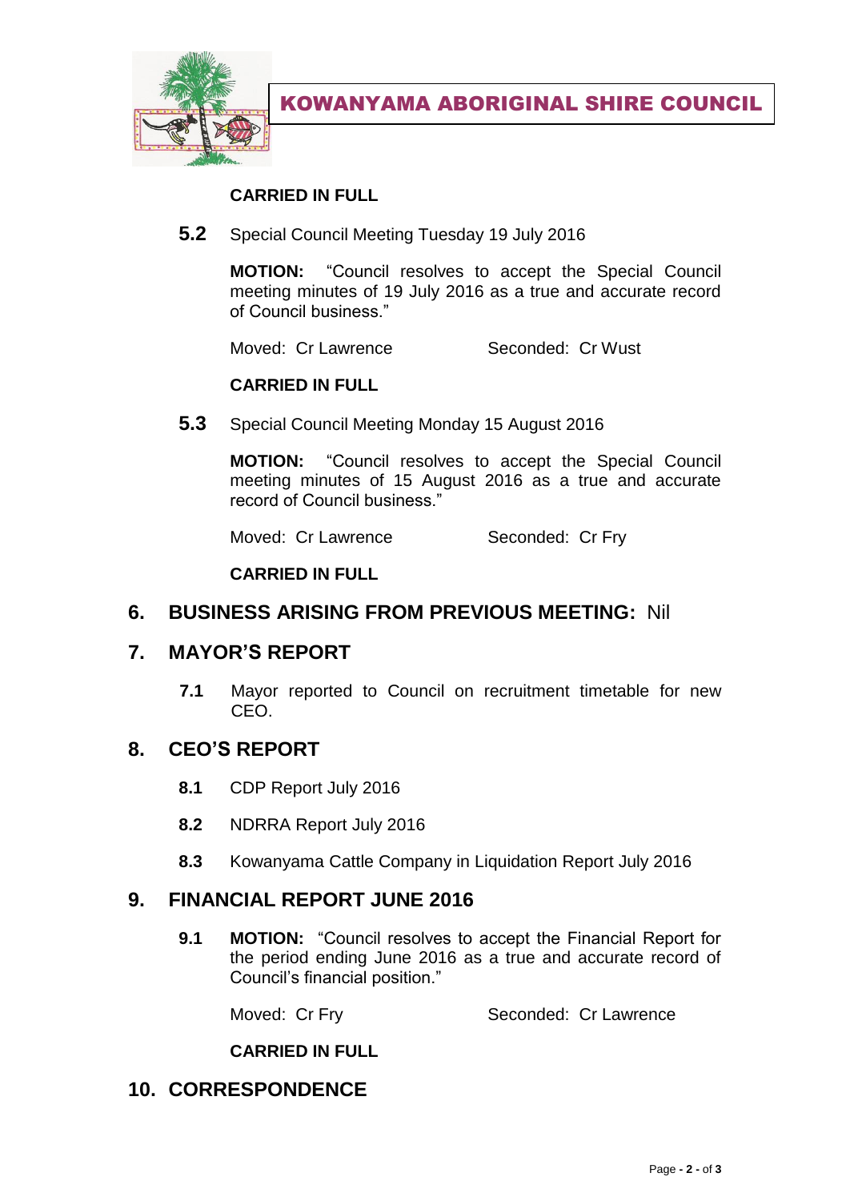**CARRIED IN FULL**

**5.2** Special Council Meeting Tuesday 19 July 2016

**MOTION:** "Council resolves to accept the Special Council meeting minutes of 19 July 2016 as a true and accurate record of Council business."

Moved: Cr Lawrence Seconded: Cr Wust

**CARRIED IN FULL**

**5.3** Special Council Meeting Monday 15 August 2016

**MOTION:** "Council resolves to accept the Special Council meeting minutes of 15 August 2016 as a true and accurate record of Council business."

Moved: Cr Lawrence Seconded: Cr Fry

**CARRIED IN FULL**

## 6. BUSINESS ARISING FROM PREVIOUS MEETING: Nil

## 7. MAYOR'S REPORT

**7.1** Mayor reported to Council on recruitment timetable for new CEO.

## 8. CEO'S REPORT

**8.1** CDP Report July 2016

**8.2** NDRRA Report July 2016

**8.3** Kowanyama Cattle Company in Liquidation Report July 2016

## 9. FINANCIAL REPORT JUNE 2016

**9.1** **MOTION:** "Council resolves to accept the Financial Report for the period ending June 2016 as a true and accurate record of Council's financial position."

Moved: Cr Fry Seconded: Cr Lawrence

**CARRIED IN FULL**

## 10. CORRESPONDENCE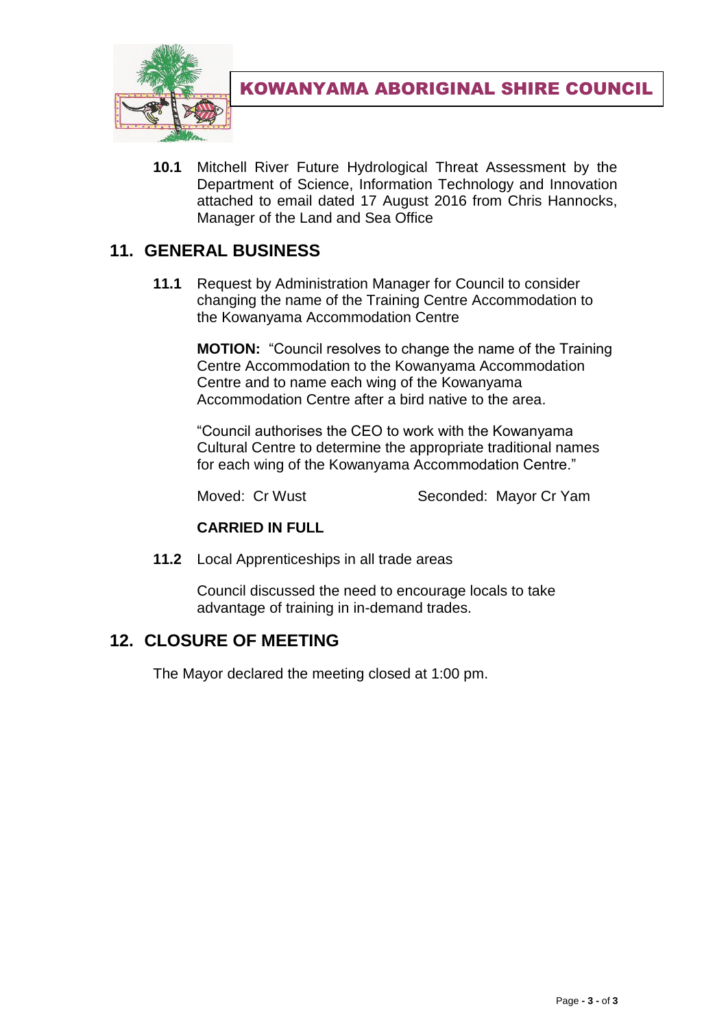**10.1** Mitchell River Future Hydrological Threat Assessment by the Department of Science, Information Technology and Innovation attached to email dated 17 August 2016 from Chris Hannocks, Manager of the Land and Sea Office

## 11. GENERAL BUSINESS

**11.1** Request by Administration Manager for Council to consider changing the name of the Training Centre Accommodation to the Kowanyama Accommodation Centre

**MOTION:** "Council resolves to change the name of the Training Centre Accommodation to the Kowanyama Accommodation Centre and to name each wing of the Kowanyama Accommodation Centre after a bird native to the area.

"Council authorises the CEO to work with the Kowanyama Cultural Centre to determine the appropriate traditional names for each wing of the Kowanyama Accommodation Centre."

Moved: Cr Wust Seconded: Mayor Cr Yam

**CARRIED IN FULL**

**11.2** Local Apprenticeships in all trade areas

Council discussed the need to encourage locals to take advantage of training in in-demand trades.

## 12. CLOSURE OF MEETING

The Mayor declared the meeting closed at 1:00 pm.